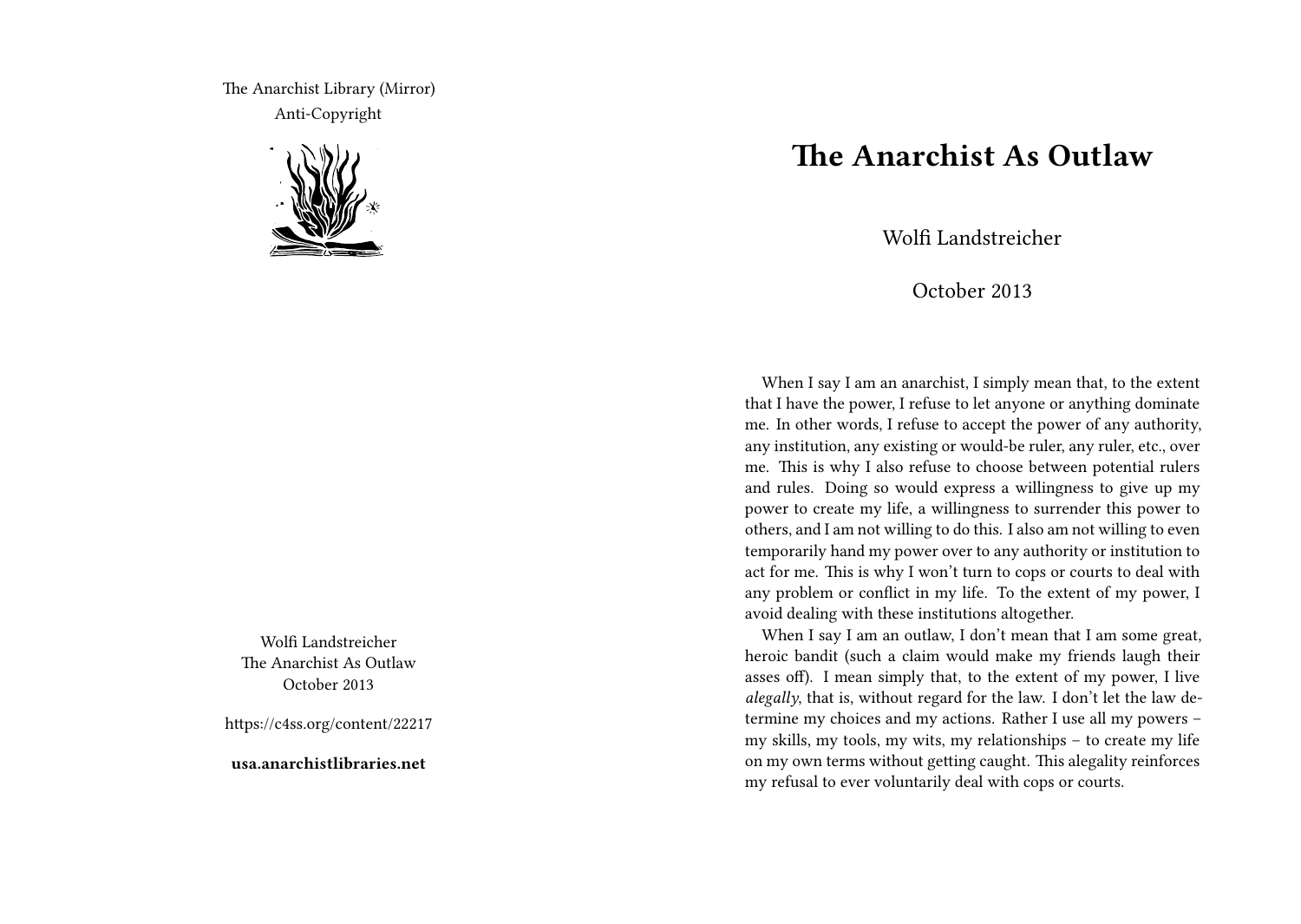The Anarchist Library (Mirror)
Anti-Copyright

Wolfi Landstreicher
The Anarchist As Outlaw
October 2013

https://c4ss.org/content/22217

**usa.anarchistlibraries.net**

# The Anarchist As Outlaw

Wolfi Landstreicher

October 2013

When I say I am an anarchist, I simply mean that, to the extent that I have the power, I refuse to let anyone or anything dominate me. In other words, I refuse to accept the power of any authority, any institution, any existing or would-be ruler, any ruler, etc., over me. This is why I also refuse to choose between potential rulers and rules. Doing so would express a willingness to give up my power to create my life, a willingness to surrender this power to others, and I am not willing to do this. I also am not willing to even temporarily hand my power over to any authority or institution to act for me. This is why I won't turn to cops or courts to deal with any problem or conflict in my life. To the extent of my power, I avoid dealing with these institutions altogether.

When I say I am an outlaw, I don't mean that I am some great, heroic bandit (such a claim would make my friends laugh their asses off). I mean simply that, to the extent of my power, I live *alegally*, that is, without regard for the law. I don't let the law determine my choices and my actions. Rather I use all my powers – my skills, my tools, my wits, my relationships – to create my life on my own terms without getting caught. This alegality reinforces my refusal to ever voluntarily deal with cops or courts.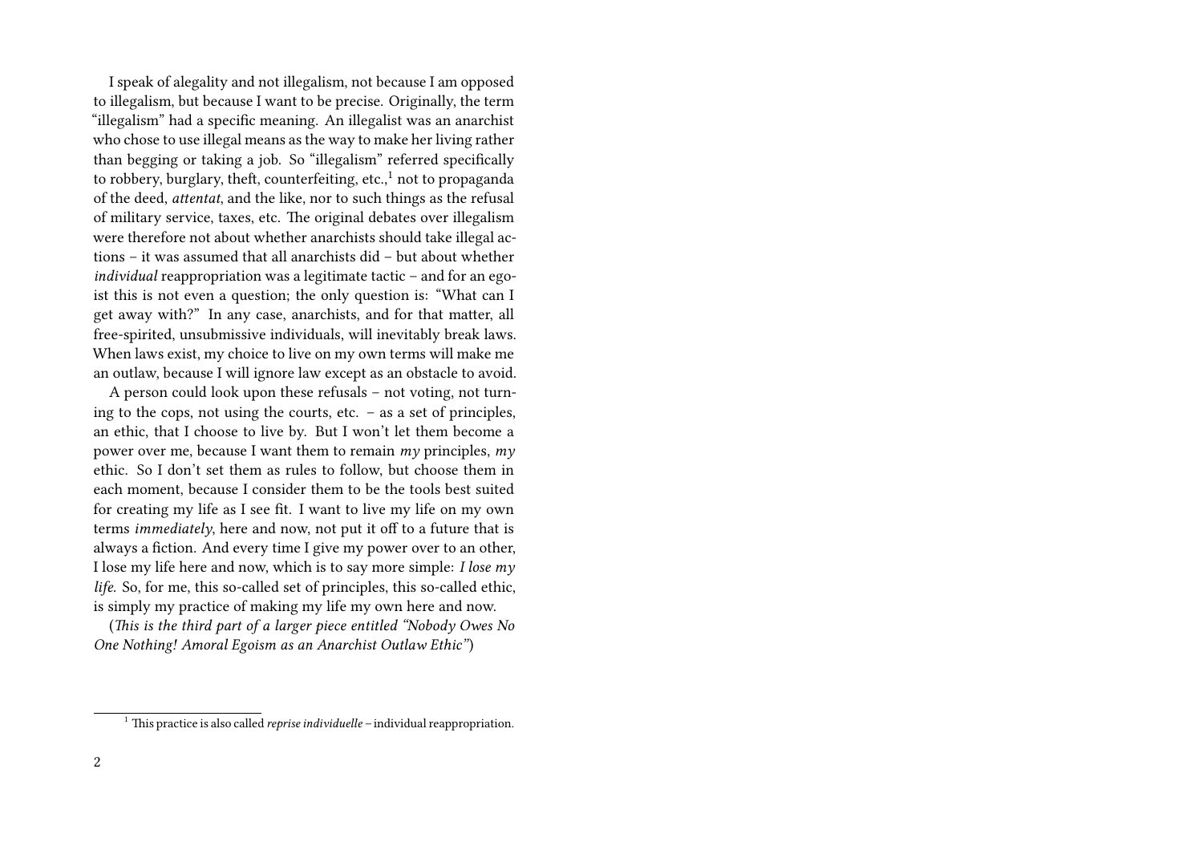I speak of alegality and not illegalism, not because I am opposed to illegalism, but because I want to be precise. Originally, the term "illegalism" had a specific meaning. An illegalist was an anarchist who chose to use illegal means as the way to make her living rather than begging or taking a job. So "illegalism" referred specifically to robbery, burglary, theft, counterfeiting, etc.,[1] not to propaganda of the deed, *attentat*, and the like, nor to such things as the refusal of military service, taxes, etc. The original debates over illegalism were therefore not about whether anarchists should take illegal actions – it was assumed that all anarchists did – but about whether *individual* reappropriation was a legitimate tactic – and for an egoist this is not even a question; the only question is: "What can I get away with?" In any case, anarchists, and for that matter, all free-spirited, unsubmissive individuals, will inevitably break laws. When laws exist, my choice to live on my own terms will make me an outlaw, because I will ignore law except as an obstacle to avoid.

A person could look upon these refusals – not voting, not turning to the cops, not using the courts, etc. – as a set of principles, an ethic, that I choose to live by. But I won't let them become a power over me, because I want them to remain *my* principles, *my* ethic. So I don't set them as rules to follow, but choose them in each moment, because I consider them to be the tools best suited for creating my life as I see fit. I want to live my life on my own terms *immediately*, here and now, not put it off to a future that is always a fiction. And every time I give my power over to an other, I lose my life here and now, which is to say more simple: *I lose my life.* So, for me, this so-called set of principles, this so-called ethic, is simply my practice of making my life my own here and now.

(*This is the third part of a larger piece entitled "Nobody Owes No One Nothing! Amoral Egoism as an Anarchist Outlaw Ethic"*)

[1] This practice is also called *reprise individuelle* – individual reappropriation.